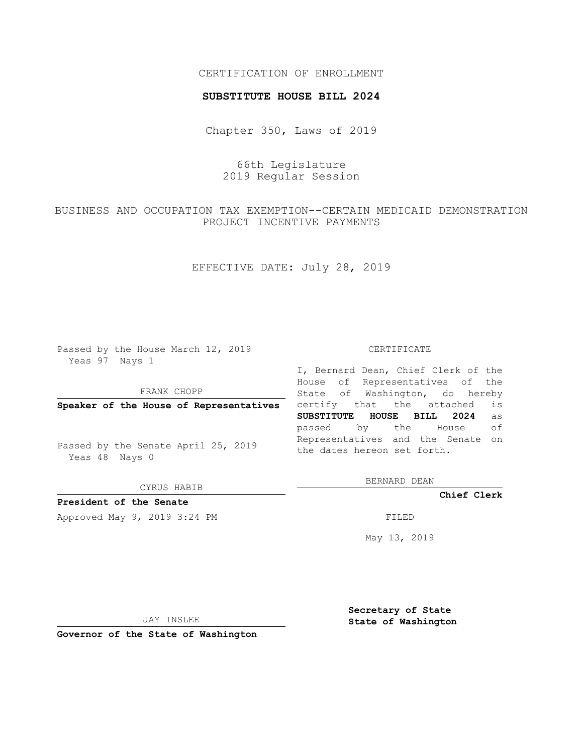CERTIFICATION OF ENROLLMENT

**SUBSTITUTE HOUSE BILL 2024**

Chapter 350, Laws of 2019

66th Legislature
2019 Regular Session

BUSINESS AND OCCUPATION TAX EXEMPTION--CERTAIN MEDICAID DEMONSTRATION PROJECT INCENTIVE PAYMENTS

EFFECTIVE DATE: July 28, 2019

Passed by the House March 12, 2019
Yeas 97 Nays 1

FRANK CHOPP

**Speaker of the House of Representatives**

Passed by the Senate April 25, 2019
Yeas 48 Nays 0

CYRUS HABIB

**President of the Senate**

Approved May 9, 2019 3:24 PM

JAY INSLEE

**Governor of the State of Washington**

CERTIFICATE

I, Bernard Dean, Chief Clerk of the House of Representatives of the State of Washington, do hereby certify that the attached is **SUBSTITUTE HOUSE BILL 2024** as passed by the House of Representatives and the Senate on the dates hereon set forth.

BERNARD DEAN

**Chief Clerk**

FILED

May 13, 2019

**Secretary of State**
**State of Washington**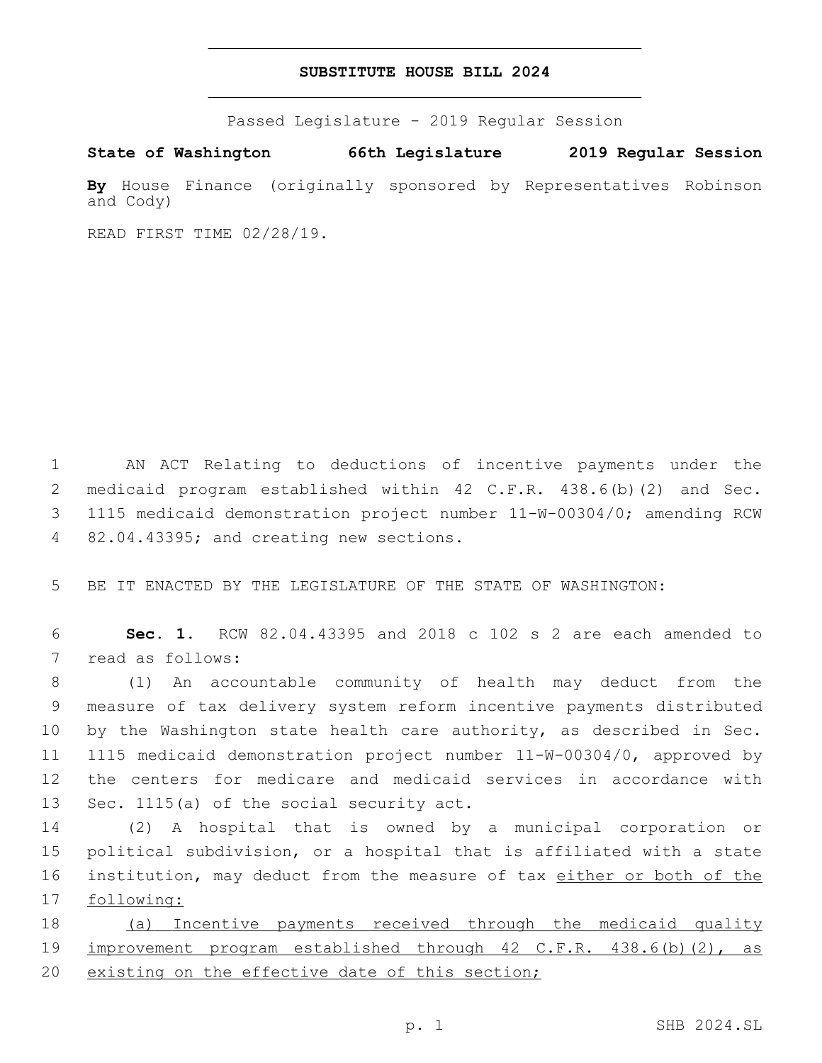# SUBSTITUTE HOUSE BILL 2024

Passed Legislature - 2019 Regular Session

**State of Washington 66th Legislature 2019 Regular Session**

**By** House Finance (originally sponsored by Representatives Robinson and Cody)

READ FIRST TIME 02/28/19.

AN ACT Relating to deductions of incentive payments under the medicaid program established within 42 C.F.R. 438.6(b)(2) and Sec. 1115 medicaid demonstration project number 11-W-00304/0; amending RCW 82.04.43395; and creating new sections.

BE IT ENACTED BY THE LEGISLATURE OF THE STATE OF WASHINGTON:

**Sec. 1.** RCW 82.04.43395 and 2018 c 102 s 2 are each amended to read as follows:

(1) An accountable community of health may deduct from the measure of tax delivery system reform incentive payments distributed by the Washington state health care authority, as described in Sec. 1115 medicaid demonstration project number 11-W-00304/0, approved by the centers for medicare and medicaid services in accordance with Sec. 1115(a) of the social security act.

(2) A hospital that is owned by a municipal corporation or political subdivision, or a hospital that is affiliated with a state institution, may deduct from the measure of tax <u>either or both of the following:</u>

<u>(a) Incentive payments received through the medicaid quality improvement program established through 42 C.F.R. 438.6(b)(2), as existing on the effective date of this section;</u>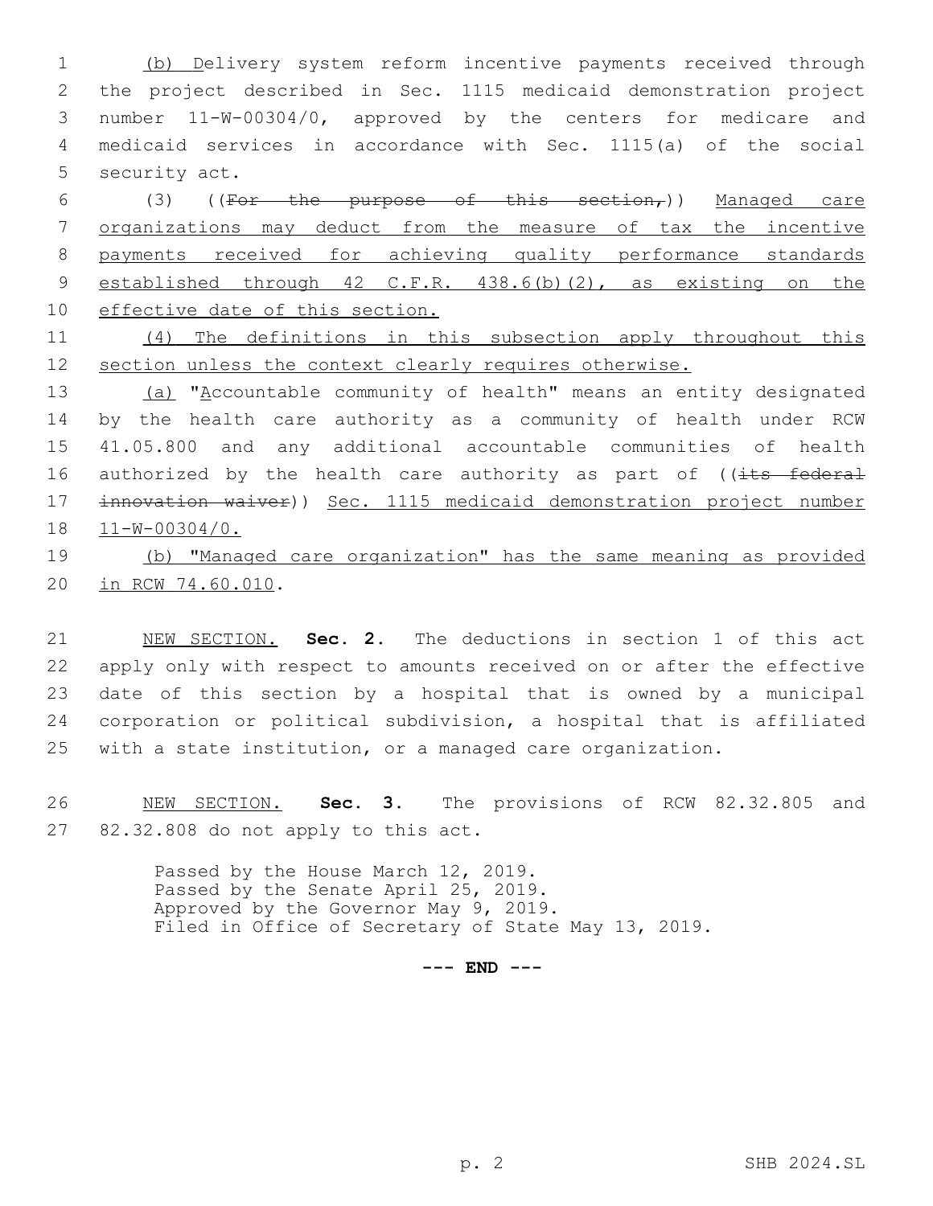(b) Delivery system reform incentive payments received through the project described in Sec. 1115 medicaid demonstration project number 11-W-00304/0, approved by the centers for medicare and medicaid services in accordance with Sec. 1115(a) of the social security act.

(3) ((~~For the purpose of this section,~~)) Managed care organizations may deduct from the measure of tax the incentive payments received for achieving quality performance standards established through 42 C.F.R. 438.6(b)(2), as existing on the effective date of this section.

(4) The definitions in this subsection apply throughout this section unless the context clearly requires otherwise.

(a) "Accountable community of health" means an entity designated by the health care authority as a community of health under RCW 41.05.800 and any additional accountable communities of health authorized by the health care authority as part of ((~~its federal innovation waiver~~)) Sec. 1115 medicaid demonstration project number 11-W-00304/0.

(b) "Managed care organization" has the same meaning as provided in RCW 74.60.010.

NEW SECTION. **Sec. 2.** The deductions in section 1 of this act apply only with respect to amounts received on or after the effective date of this section by a hospital that is owned by a municipal corporation or political subdivision, a hospital that is affiliated with a state institution, or a managed care organization.

NEW SECTION. **Sec. 3.** The provisions of RCW 82.32.805 and 82.32.808 do not apply to this act.

Passed by the House March 12, 2019.
Passed by the Senate April 25, 2019.
Approved by the Governor May 9, 2019.
Filed in Office of Secretary of State May 13, 2019.

**--- END ---**